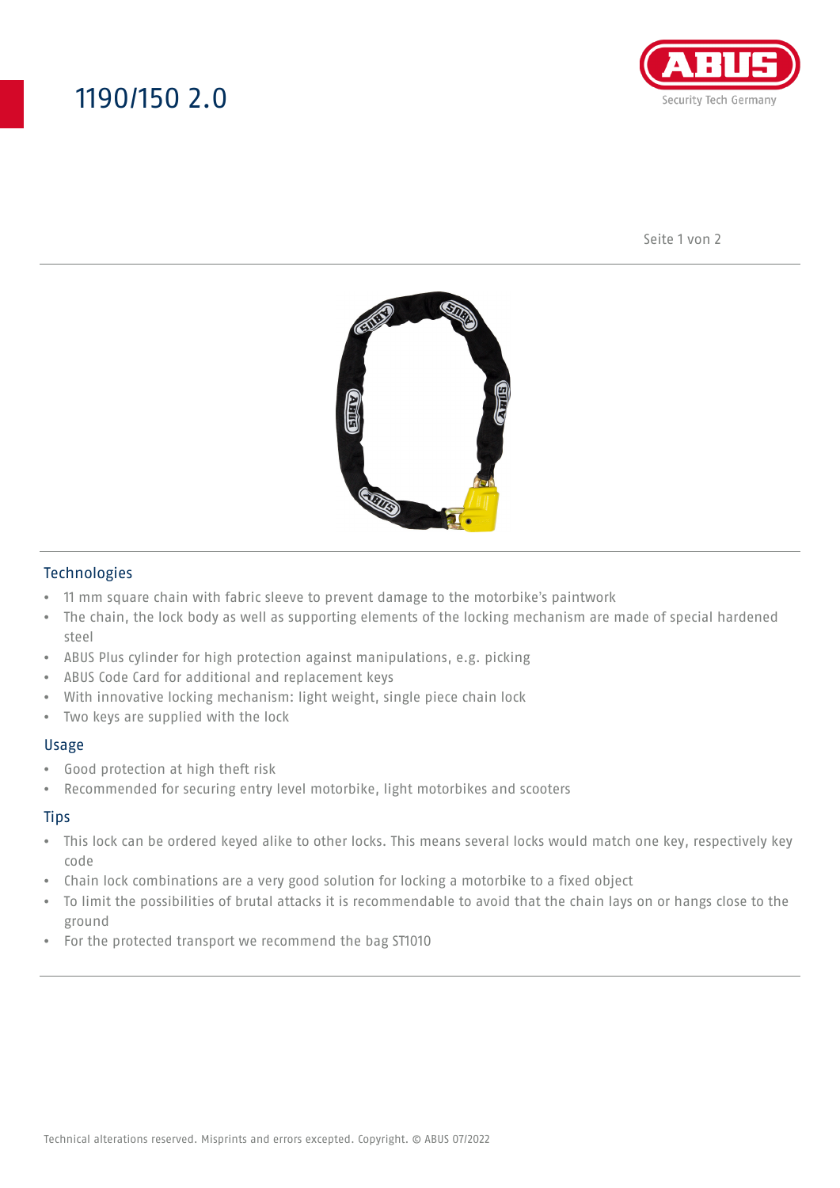# 1190/150 2.0

## Technologies

- 11 mm square chain with fabric sleeve to prevent damage to the motorbike's paintwork
- The chain, the lock body as well as supporting elements of the locking mechanism are made of special hardened steel
- ABUS Plus cylinder for high protection against manipulations, e.g. picking
- ABUS Code Card for additional and replacement keys
- With innovative locking mechanism: light weight, single piece chain lock
- Two keys are supplied with the lock

## Usage

- Good protection at high theft risk
- Recommended for securing entry level motorbike, light motorbikes and scooters

## Tips

- This lock can be ordered keyed alike to other locks. This means several locks would match one key, respectively key code
- Chain lock combinations are a very good solution for locking a motorbike to a fixed object
- To limit the possibilities of brutal attacks it is recommendable to avoid that the chain lays on or hangs close to the ground
- For the protected transport we recommend the bag ST1010

Technical alterations reserved. Misprints and errors excepted. Copyright. © ABUS 07/2022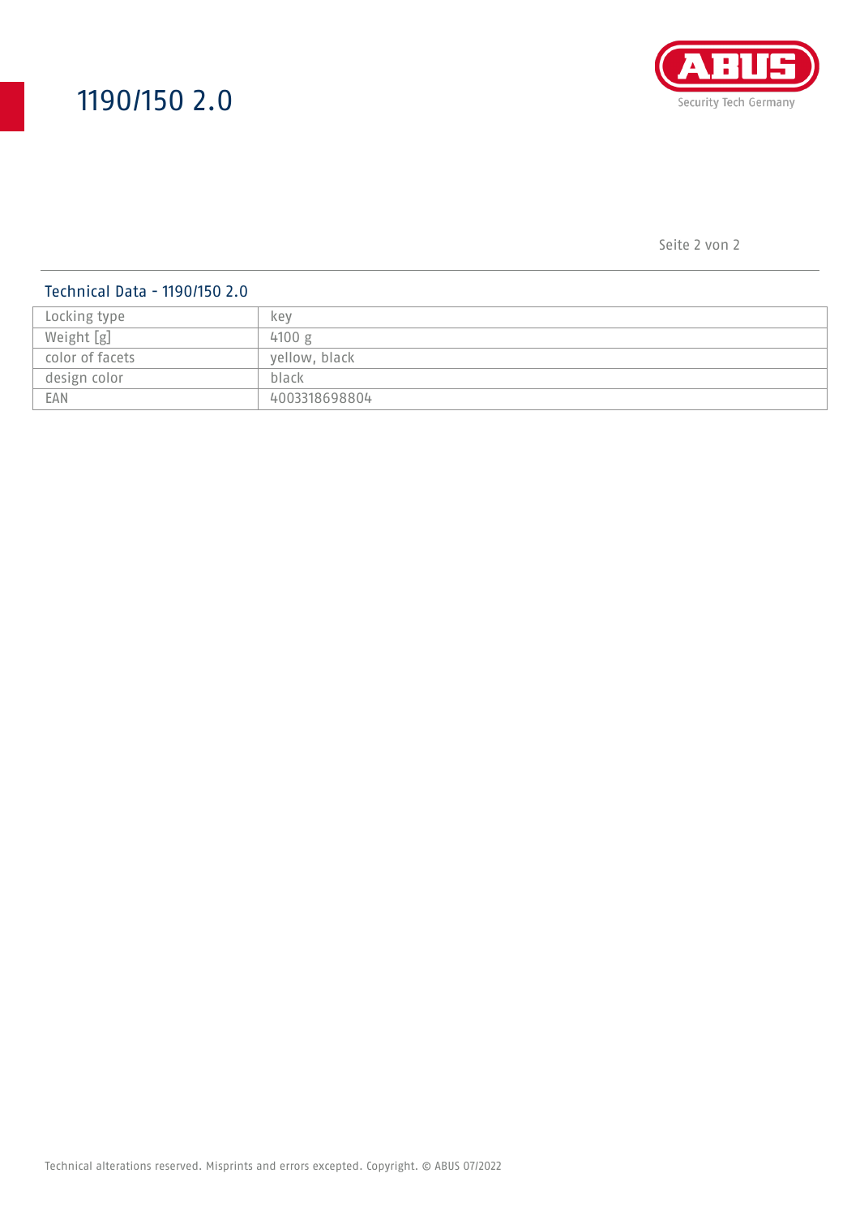# 1190/150 2.0

## Technical Data - 1190/150 2.0

| | |
|---|---|
| Locking type | key |
| Weight [g] | 4100 g |
| color of facets | yellow, black |
| design color | black |
| EAN | 4003318698804 |

Technical alterations reserved. Misprints and errors excepted. Copyright. © ABUS 07/2022